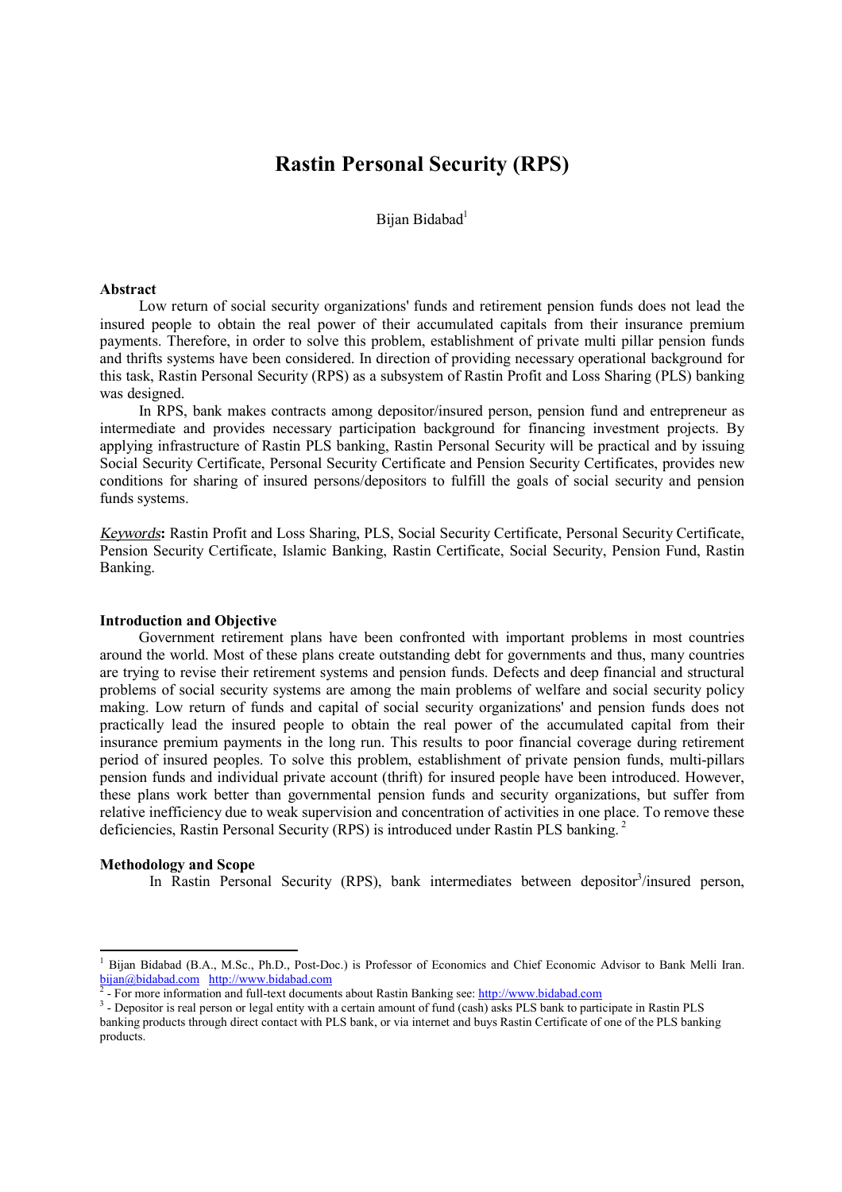# Rastin Personal Security (RPS)

Bijan Bidabad[1]

**Abstract**

Low return of social security organizations' funds and retirement pension funds does not lead the insured people to obtain the real power of their accumulated capitals from their insurance premium payments. Therefore, in order to solve this problem, establishment of private multi pillar pension funds and thrifts systems have been considered. In direction of providing necessary operational background for this task, Rastin Personal Security (RPS) as a subsystem of Rastin Profit and Loss Sharing (PLS) banking was designed.

In RPS, bank makes contracts among depositor/insured person, pension fund and entrepreneur as intermediate and provides necessary participation background for financing investment projects. By applying infrastructure of Rastin PLS banking, Rastin Personal Security will be practical and by issuing Social Security Certificate, Personal Security Certificate and Pension Security Certificates, provides new conditions for sharing of insured persons/depositors to fulfill the goals of social security and pension funds systems.

***Keywords*:** Rastin Profit and Loss Sharing, PLS, Social Security Certificate, Personal Security Certificate, Pension Security Certificate, Islamic Banking, Rastin Certificate, Social Security, Pension Fund, Rastin Banking.

**Introduction and Objective**

Government retirement plans have been confronted with important problems in most countries around the world. Most of these plans create outstanding debt for governments and thus, many countries are trying to revise their retirement systems and pension funds. Defects and deep financial and structural problems of social security systems are among the main problems of welfare and social security policy making. Low return of funds and capital of social security organizations' and pension funds does not practically lead the insured people to obtain the real power of the accumulated capital from their insurance premium payments in the long run. This results to poor financial coverage during retirement period of insured peoples. To solve this problem, establishment of private pension funds, multi-pillars pension funds and individual private account (thrift) for insured people have been introduced. However, these plans work better than governmental pension funds and security organizations, but suffer from relative inefficiency due to weak supervision and concentration of activities in one place. To remove these deficiencies, Rastin Personal Security (RPS) is introduced under Rastin PLS banking. [2]

**Methodology and Scope**

In Rastin Personal Security (RPS), bank intermediates between depositor[3]/insured person,

---

[1] Bijan Bidabad (B.A., M.Sc., Ph.D., Post-Doc.) is Professor of Economics and Chief Economic Advisor to Bank Melli Iran. bijan@bidabad.com http://www.bidabad.com

[2] - For more information and full-text documents about Rastin Banking see: http://www.bidabad.com

[3] - Depositor is real person or legal entity with a certain amount of fund (cash) asks PLS bank to participate in Rastin PLS banking products through direct contact with PLS bank, or via internet and buys Rastin Certificate of one of the PLS banking products.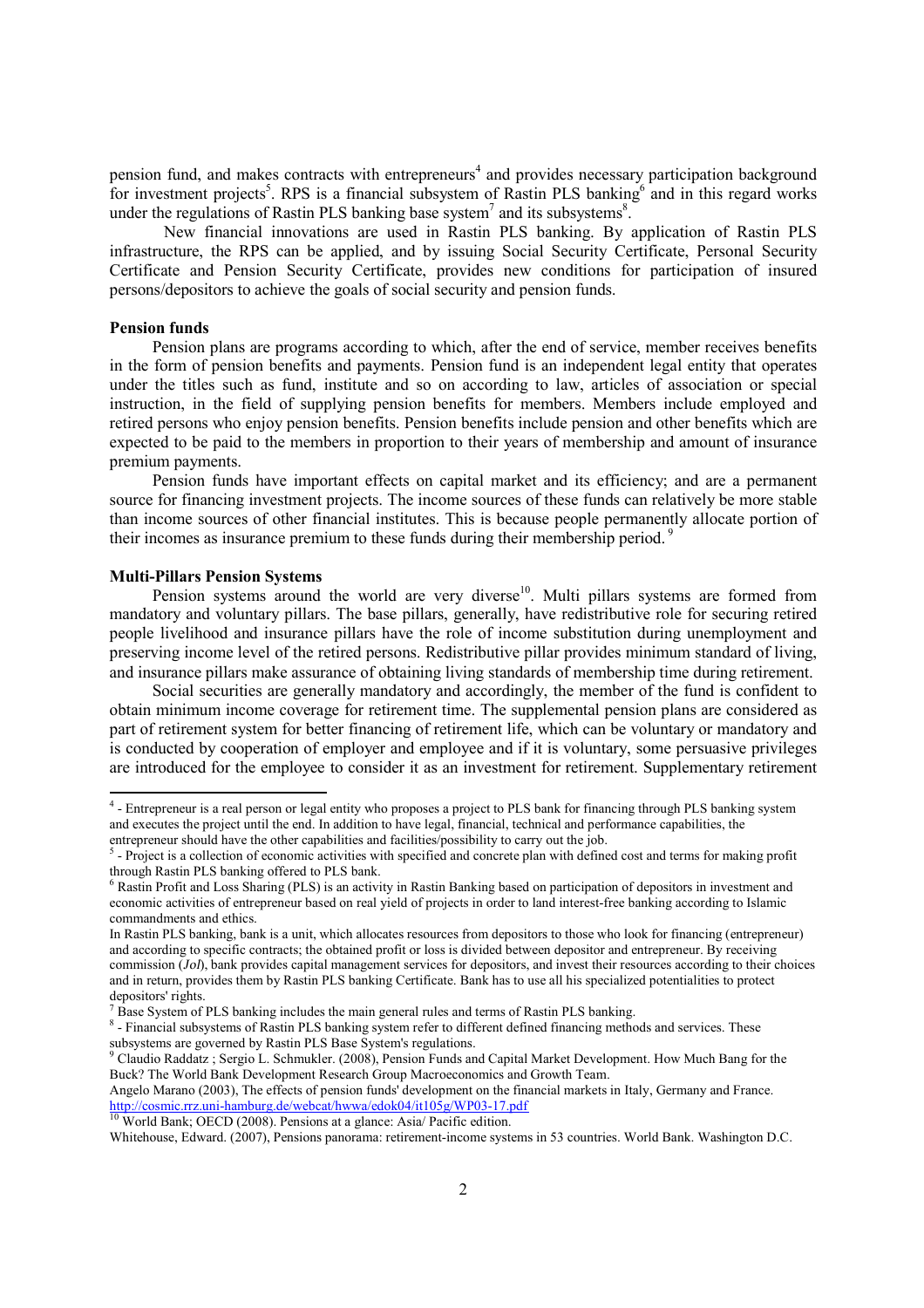pension fund, and makes contracts with entrepreneurs[4] and provides necessary participation background for investment projects[5]. RPS is a financial subsystem of Rastin PLS banking[6] and in this regard works under the regulations of Rastin PLS banking base system[7] and its subsystems[8].

New financial innovations are used in Rastin PLS banking. By application of Rastin PLS infrastructure, the RPS can be applied, and by issuing Social Security Certificate, Personal Security Certificate and Pension Security Certificate, provides new conditions for participation of insured persons/depositors to achieve the goals of social security and pension funds.

**Pension funds**

Pension plans are programs according to which, after the end of service, member receives benefits in the form of pension benefits and payments. Pension fund is an independent legal entity that operates under the titles such as fund, institute and so on according to law, articles of association or special instruction, in the field of supplying pension benefits for members. Members include employed and retired persons who enjoy pension benefits. Pension benefits include pension and other benefits which are expected to be paid to the members in proportion to their years of membership and amount of insurance premium payments.

Pension funds have important effects on capital market and its efficiency; and are a permanent source for financing investment projects. The income sources of these funds can relatively be more stable than income sources of other financial institutes. This is because people permanently allocate portion of their incomes as insurance premium to these funds during their membership period.[9]

**Multi-Pillars Pension Systems**

Pension systems around the world are very diverse[10]. Multi pillars systems are formed from mandatory and voluntary pillars. The base pillars, generally, have redistributive role for securing retired people livelihood and insurance pillars have the role of income substitution during unemployment and preserving income level of the retired persons. Redistributive pillar provides minimum standard of living, and insurance pillars make assurance of obtaining living standards of membership time during retirement.

Social securities are generally mandatory and accordingly, the member of the fund is confident to obtain minimum income coverage for retirement time. The supplemental pension plans are considered as part of retirement system for better financing of retirement life, which can be voluntary or mandatory and is conducted by cooperation of employer and employee and if it is voluntary, some persuasive privileges are introduced for the employee to consider it as an investment for retirement. Supplementary retirement

---

[4] - Entrepreneur is a real person or legal entity who proposes a project to PLS bank for financing through PLS banking system and executes the project until the end. In addition to have legal, financial, technical and performance capabilities, the entrepreneur should have the other capabilities and facilities/possibility to carry out the job.

[5] - Project is a collection of economic activities with specified and concrete plan with defined cost and terms for making profit through Rastin PLS banking offered to PLS bank.

[6] Rastin Profit and Loss Sharing (PLS) is an activity in Rastin Banking based on participation of depositors in investment and economic activities of entrepreneur based on real yield of projects in order to land interest-free banking according to Islamic commandments and ethics.

In Rastin PLS banking, bank is a unit, which allocates resources from depositors to those who look for financing (entrepreneur) and according to specific contracts; the obtained profit or loss is divided between depositor and entrepreneur. By receiving commission (*Jol*), bank provides capital management services for depositors, and invest their resources according to their choices and in return, provides them by Rastin PLS banking Certificate. Bank has to use all his specialized potentialities to protect depositors' rights.

[7] Base System of PLS banking includes the main general rules and terms of Rastin PLS banking.

[8] - Financial subsystems of Rastin PLS banking system refer to different defined financing methods and services. These subsystems are governed by Rastin PLS Base System's regulations.

[9] Claudio Raddatz ; Sergio L. Schmukler. (2008), Pension Funds and Capital Market Development. How Much Bang for the Buck? The World Bank Development Research Group Macroeconomics and Growth Team.

Angelo Marano (2003), The effects of pension funds' development on the financial markets in Italy, Germany and France. http://cosmic.rrz.uni-hamburg.de/webcat/hwwa/edok04/it105g/WP03-17.pdf

[10] World Bank; OECD (2008). Pensions at a glance: Asia/ Pacific edition.

Whitehouse, Edward. (2007), Pensions panorama: retirement-income systems in 53 countries. World Bank. Washington D.C.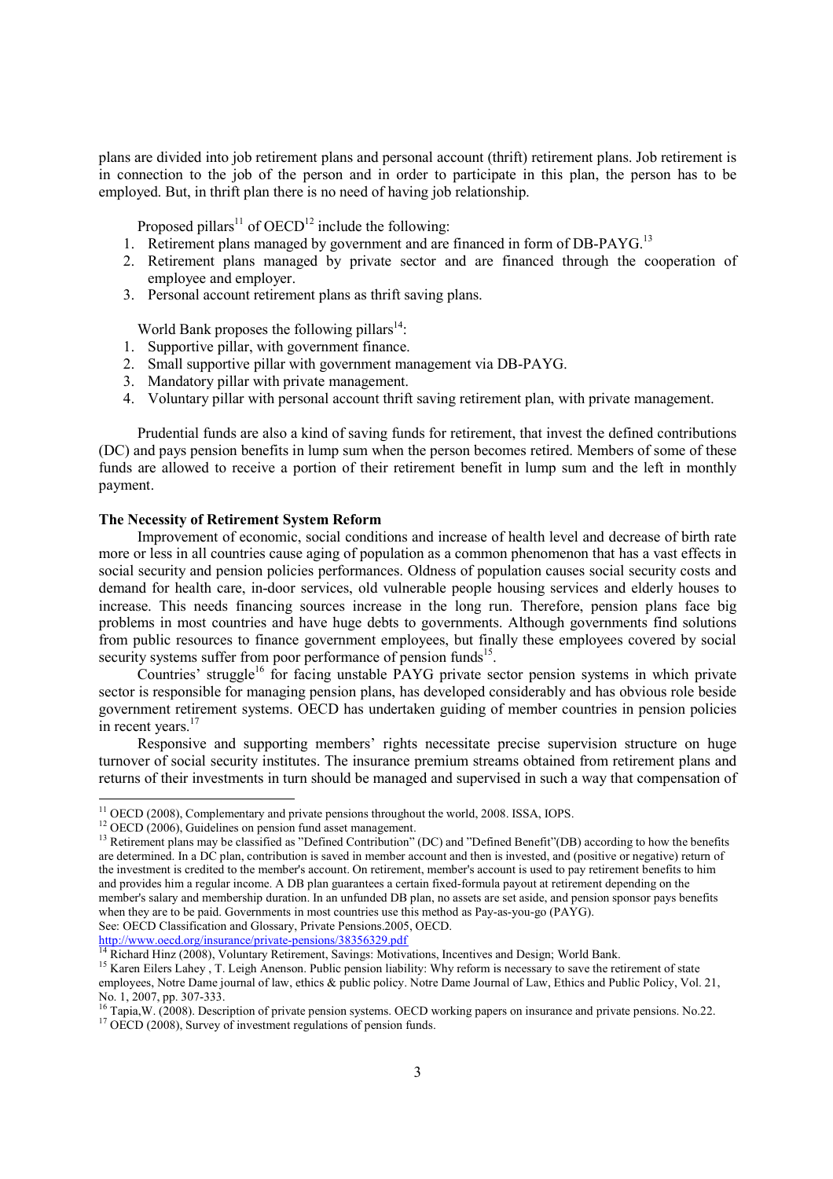plans are divided into job retirement plans and personal account (thrift) retirement plans. Job retirement is in connection to the job of the person and in order to participate in this plan, the person has to be employed. But, in thrift plan there is no need of having job relationship.

Proposed pillars[11] of OECD[12] include the following:

1. Retirement plans managed by government and are financed in form of DB-PAYG.[13]
2. Retirement plans managed by private sector and are financed through the cooperation of employee and employer.
3. Personal account retirement plans as thrift saving plans.

World Bank proposes the following pillars[14]:

1. Supportive pillar, with government finance.
2. Small supportive pillar with government management via DB-PAYG.
3. Mandatory pillar with private management.
4. Voluntary pillar with personal account thrift saving retirement plan, with private management.

Prudential funds are also a kind of saving funds for retirement, that invest the defined contributions (DC) and pays pension benefits in lump sum when the person becomes retired. Members of some of these funds are allowed to receive a portion of their retirement benefit in lump sum and the left in monthly payment.

**The Necessity of Retirement System Reform**

Improvement of economic, social conditions and increase of health level and decrease of birth rate more or less in all countries cause aging of population as a common phenomenon that has a vast effects in social security and pension policies performances. Oldness of population causes social security costs and demand for health care, in-door services, old vulnerable people housing services and elderly houses to increase. This needs financing sources increase in the long run. Therefore, pension plans face big problems in most countries and have huge debts to governments. Although governments find solutions from public resources to finance government employees, but finally these employees covered by social security systems suffer from poor performance of pension funds[15].

Countries' struggle[16] for facing unstable PAYG private sector pension systems in which private sector is responsible for managing pension plans, has developed considerably and has obvious role beside government retirement systems. OECD has undertaken guiding of member countries in pension policies in recent years.[17]

Responsive and supporting members' rights necessitate precise supervision structure on huge turnover of social security institutes. The insurance premium streams obtained from retirement plans and returns of their investments in turn should be managed and supervised in such a way that compensation of

---

[11] OECD (2008), Complementary and private pensions throughout the world, 2008. ISSA, IOPS.

[12] OECD (2006), Guidelines on pension fund asset management.

[13] Retirement plans may be classified as "Defined Contribution" (DC) and "Defined Benefit"(DB) according to how the benefits are determined. In a DC plan, contribution is saved in member account and then is invested, and (positive or negative) return of the investment is credited to the member's account. On retirement, member's account is used to pay retirement benefits to him and provides him a regular income. A DB plan guarantees a certain fixed-formula payout at retirement depending on the member's salary and membership duration. In an unfunded DB plan, no assets are set aside, and pension sponsor pays benefits when they are to be paid. Governments in most countries use this method as Pay-as-you-go (PAYG). See: OECD Classification and Glossary, Private Pensions.2005, OECD. http://www.oecd.org/insurance/private-pensions/38356329.pdf

[14] Richard Hinz (2008), Voluntary Retirement, Savings: Motivations, Incentives and Design; World Bank.

[15] Karen Eilers Lahey , T. Leigh Anenson. Public pension liability: Why reform is necessary to save the retirement of state employees, Notre Dame journal of law, ethics & public policy. Notre Dame Journal of Law, Ethics and Public Policy, Vol. 21, No. 1, 2007, pp. 307-333.

[16] Tapia,W. (2008). Description of private pension systems. OECD working papers on insurance and private pensions. No.22.

[17] OECD (2008), Survey of investment regulations of pension funds.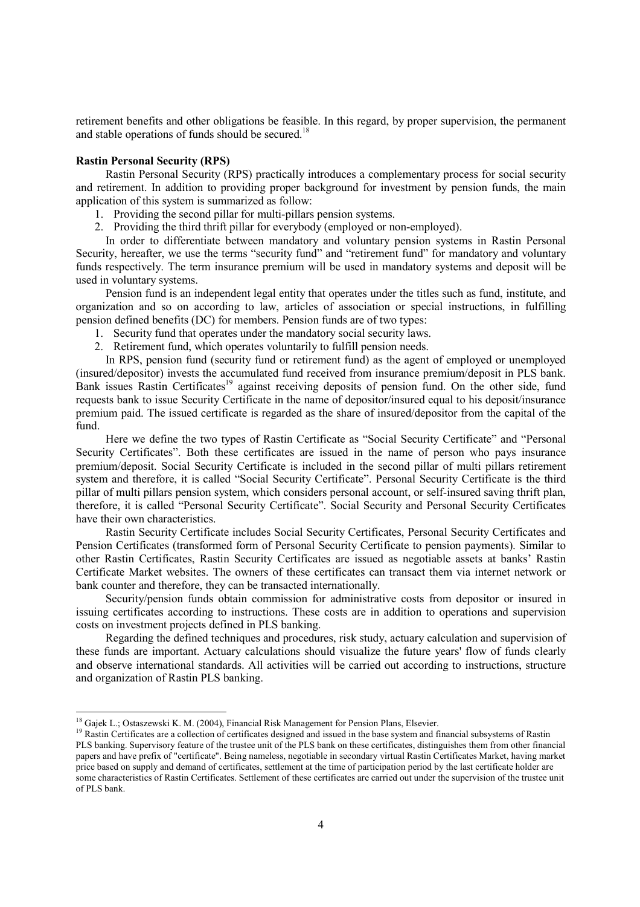retirement benefits and other obligations be feasible. In this regard, by proper supervision, the permanent and stable operations of funds should be secured.[18]

**Rastin Personal Security (RPS)**

Rastin Personal Security (RPS) practically introduces a complementary process for social security and retirement. In addition to providing proper background for investment by pension funds, the main application of this system is summarized as follow:

1. Providing the second pillar for multi-pillars pension systems.
2. Providing the third thrift pillar for everybody (employed or non-employed).

In order to differentiate between mandatory and voluntary pension systems in Rastin Personal Security, hereafter, we use the terms "security fund" and "retirement fund" for mandatory and voluntary funds respectively. The term insurance premium will be used in mandatory systems and deposit will be used in voluntary systems.

Pension fund is an independent legal entity that operates under the titles such as fund, institute, and organization and so on according to law, articles of association or special instructions, in fulfilling pension defined benefits (DC) for members. Pension funds are of two types:

1. Security fund that operates under the mandatory social security laws.
2. Retirement fund, which operates voluntarily to fulfill pension needs.

In RPS, pension fund (security fund or retirement fund) as the agent of employed or unemployed (insured/depositor) invests the accumulated fund received from insurance premium/deposit in PLS bank. Bank issues Rastin Certificates[19] against receiving deposits of pension fund. On the other side, fund requests bank to issue Security Certificate in the name of depositor/insured equal to his deposit/insurance premium paid. The issued certificate is regarded as the share of insured/depositor from the capital of the fund.

Here we define the two types of Rastin Certificate as "Social Security Certificate" and "Personal Security Certificates". Both these certificates are issued in the name of person who pays insurance premium/deposit. Social Security Certificate is included in the second pillar of multi pillars retirement system and therefore, it is called "Social Security Certificate". Personal Security Certificate is the third pillar of multi pillars pension system, which considers personal account, or self-insured saving thrift plan, therefore, it is called "Personal Security Certificate". Social Security and Personal Security Certificates have their own characteristics.

Rastin Security Certificate includes Social Security Certificates, Personal Security Certificates and Pension Certificates (transformed form of Personal Security Certificate to pension payments). Similar to other Rastin Certificates, Rastin Security Certificates are issued as negotiable assets at banks' Rastin Certificate Market websites. The owners of these certificates can transact them via internet network or bank counter and therefore, they can be transacted internationally.

Security/pension funds obtain commission for administrative costs from depositor or insured in issuing certificates according to instructions. These costs are in addition to operations and supervision costs on investment projects defined in PLS banking.

Regarding the defined techniques and procedures, risk study, actuary calculation and supervision of these funds are important. Actuary calculations should visualize the future years' flow of funds clearly and observe international standards. All activities will be carried out according to instructions, structure and organization of Rastin PLS banking.

---

[18] Gajek L.; Ostaszewski K. M. (2004), Financial Risk Management for Pension Plans, Elsevier.

[19] Rastin Certificates are a collection of certificates designed and issued in the base system and financial subsystems of Rastin PLS banking. Supervisory feature of the trustee unit of the PLS bank on these certificates, distinguishes them from other financial papers and have prefix of "certificate". Being nameless, negotiable in secondary virtual Rastin Certificates Market, having market price based on supply and demand of certificates, settlement at the time of participation period by the last certificate holder are some characteristics of Rastin Certificates. Settlement of these certificates are carried out under the supervision of the trustee unit of PLS bank.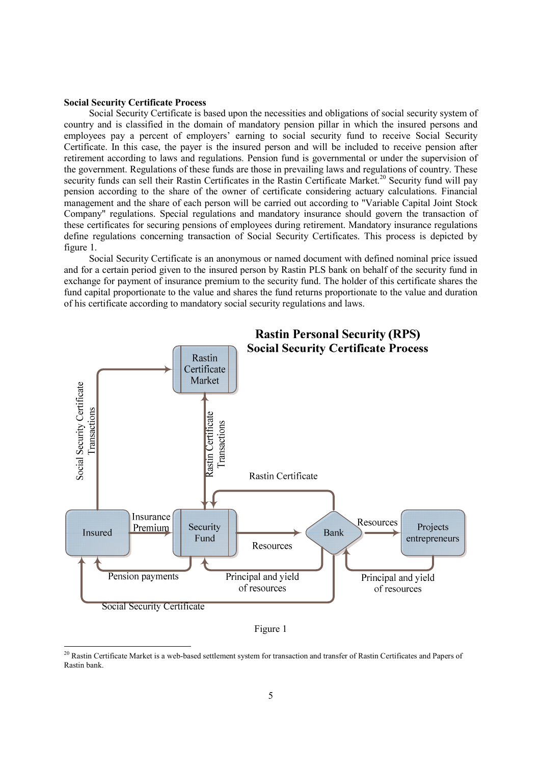**Social Security Certificate Process**

Social Security Certificate is based upon the necessities and obligations of social security system of country and is classified in the domain of mandatory pension pillar in which the insured persons and employees pay a percent of employers' earning to social security fund to receive Social Security Certificate. In this case, the payer is the insured person and will be included to receive pension after retirement according to laws and regulations. Pension fund is governmental or under the supervision of the government. Regulations of these funds are those in prevailing laws and regulations of country. These security funds can sell their Rastin Certificates in the Rastin Certificate Market.[20] Security fund will pay pension according to the share of the owner of certificate considering actuary calculations. Financial management and the share of each person will be carried out according to "Variable Capital Joint Stock Company" regulations. Special regulations and mandatory insurance should govern the transaction of these certificates for securing pensions of employees during retirement. Mandatory insurance regulations define regulations concerning transaction of Social Security Certificates. This process is depicted by figure 1.

Social Security Certificate is an anonymous or named document with defined nominal price issued and for a certain period given to the insured person by Rastin PLS bank on behalf of the security fund in exchange for payment of insurance premium to the security fund. The holder of this certificate shares the fund capital proportionate to the value and shares the fund returns proportionate to the value and duration of his certificate according to mandatory social security regulations and laws.

Rastin Personal Security (RPS)
Social Security Certificate Process

Rastin Certificate Market
Social Security Certificate Transactions
Rastin Certificate Transactions
Rastin Certificate
Insured
Insurance Premium
Security Fund
Resources
Bank
Resources
Projects entrepreneurs
Pension payments
Principal and yield of resources
Principal and yield of resources
Social Security Certificate

Figure 1

[20] Rastin Certificate Market is a web-based settlement system for transaction and transfer of Rastin Certificates and Papers of Rastin bank.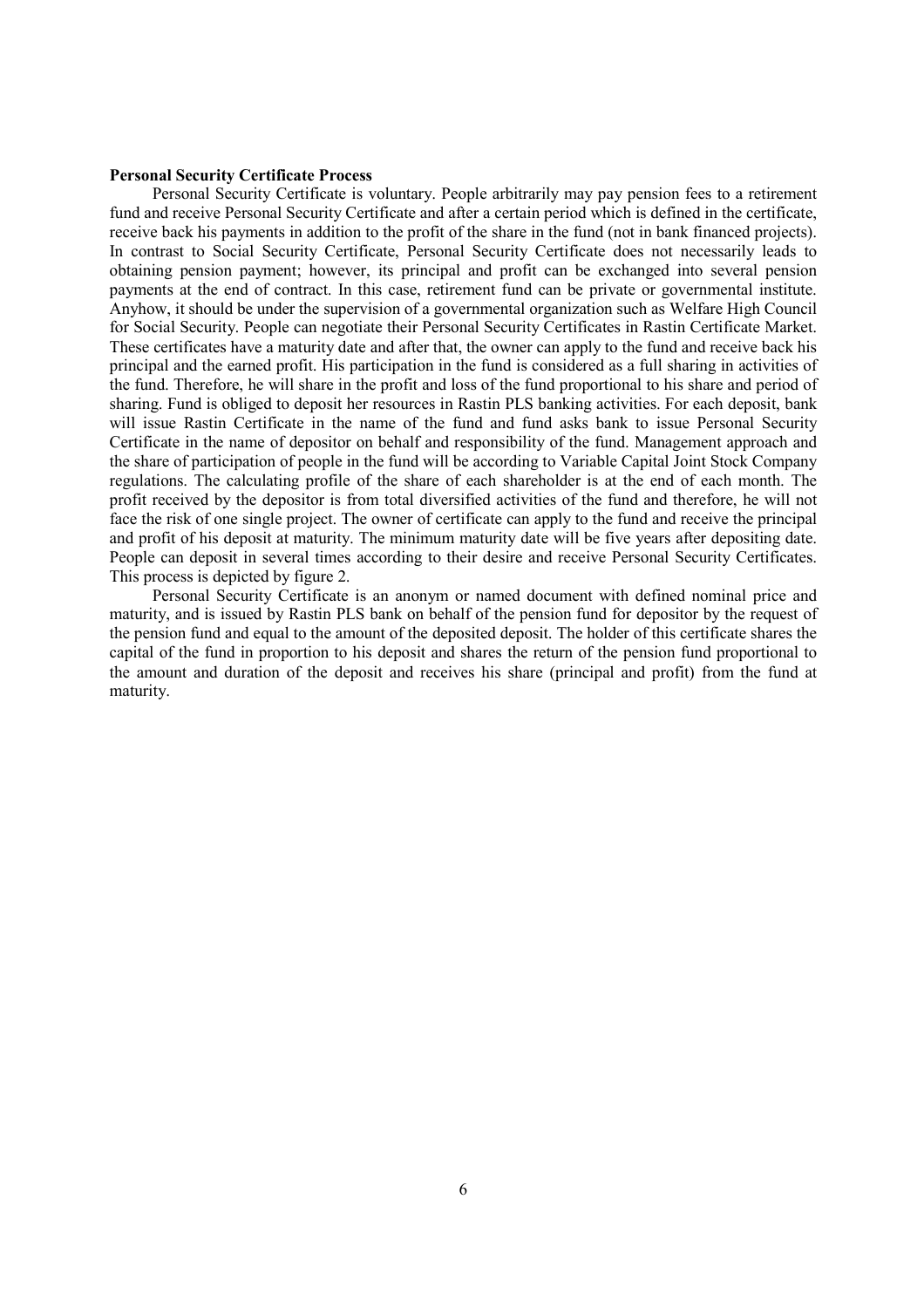**Personal Security Certificate Process**

Personal Security Certificate is voluntary. People arbitrarily may pay pension fees to a retirement fund and receive Personal Security Certificate and after a certain period which is defined in the certificate, receive back his payments in addition to the profit of the share in the fund (not in bank financed projects). In contrast to Social Security Certificate, Personal Security Certificate does not necessarily leads to obtaining pension payment; however, its principal and profit can be exchanged into several pension payments at the end of contract. In this case, retirement fund can be private or governmental institute. Anyhow, it should be under the supervision of a governmental organization such as Welfare High Council for Social Security. People can negotiate their Personal Security Certificates in Rastin Certificate Market. These certificates have a maturity date and after that, the owner can apply to the fund and receive back his principal and the earned profit. His participation in the fund is considered as a full sharing in activities of the fund. Therefore, he will share in the profit and loss of the fund proportional to his share and period of sharing. Fund is obliged to deposit her resources in Rastin PLS banking activities. For each deposit, bank will issue Rastin Certificate in the name of the fund and fund asks bank to issue Personal Security Certificate in the name of depositor on behalf and responsibility of the fund. Management approach and the share of participation of people in the fund will be according to Variable Capital Joint Stock Company regulations. The calculating profile of the share of each shareholder is at the end of each month. The profit received by the depositor is from total diversified activities of the fund and therefore, he will not face the risk of one single project. The owner of certificate can apply to the fund and receive the principal and profit of his deposit at maturity. The minimum maturity date will be five years after depositing date. People can deposit in several times according to their desire and receive Personal Security Certificates. This process is depicted by figure 2.

Personal Security Certificate is an anonym or named document with defined nominal price and maturity, and is issued by Rastin PLS bank on behalf of the pension fund for depositor by the request of the pension fund and equal to the amount of the deposited deposit. The holder of this certificate shares the capital of the fund in proportion to his deposit and shares the return of the pension fund proportional to the amount and duration of the deposit and receives his share (principal and profit) from the fund at maturity.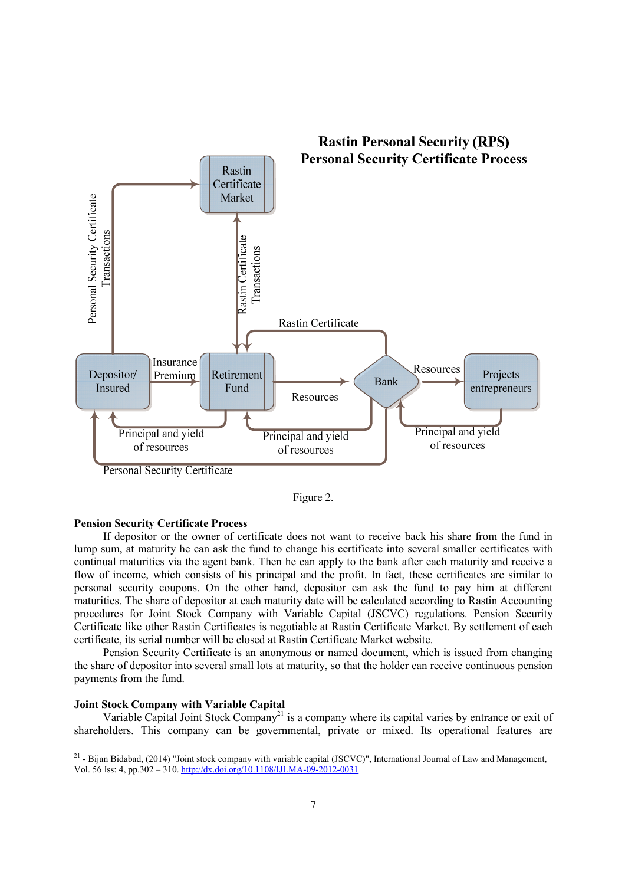**Rastin Personal Security (RPS)**
**Personal Security Certificate Process**

Rastin Certificate Market

Personal Security Certificate Transactions

Rastin Certificate Transactions

Rastin Certificate

Depositor/ Insured

Insurance Premium

Retirement Fund

Resources

Bank

Resources

Projects entrepreneurs

Principal and yield of resources

Principal and yield of resources

Principal and yield of resources

Personal Security Certificate

Figure 2.

**Pension Security Certificate Process**

If depositor or the owner of certificate does not want to receive back his share from the fund in lump sum, at maturity he can ask the fund to change his certificate into several smaller certificates with continual maturities via the agent bank. Then he can apply to the bank after each maturity and receive a flow of income, which consists of his principal and the profit. In fact, these certificates are similar to personal security coupons. On the other hand, depositor can ask the fund to pay him at different maturities. The share of depositor at each maturity date will be calculated according to Rastin Accounting procedures for Joint Stock Company with Variable Capital (JSCVC) regulations. Pension Security Certificate like other Rastin Certificates is negotiable at Rastin Certificate Market. By settlement of each certificate, its serial number will be closed at Rastin Certificate Market website.

Pension Security Certificate is an anonymous or named document, which is issued from changing the share of depositor into several small lots at maturity, so that the holder can receive continuous pension payments from the fund.

**Joint Stock Company with Variable Capital**

Variable Capital Joint Stock Company[21] is a company where its capital varies by entrance or exit of shareholders. This company can be governmental, private or mixed. Its operational features are

[21] - Bijan Bidabad, (2014) "Joint stock company with variable capital (JSCVC)", International Journal of Law and Management, Vol. 56 Iss: 4, pp.302 – 310. http://dx.doi.org/10.1108/IJLMA-09-2012-0031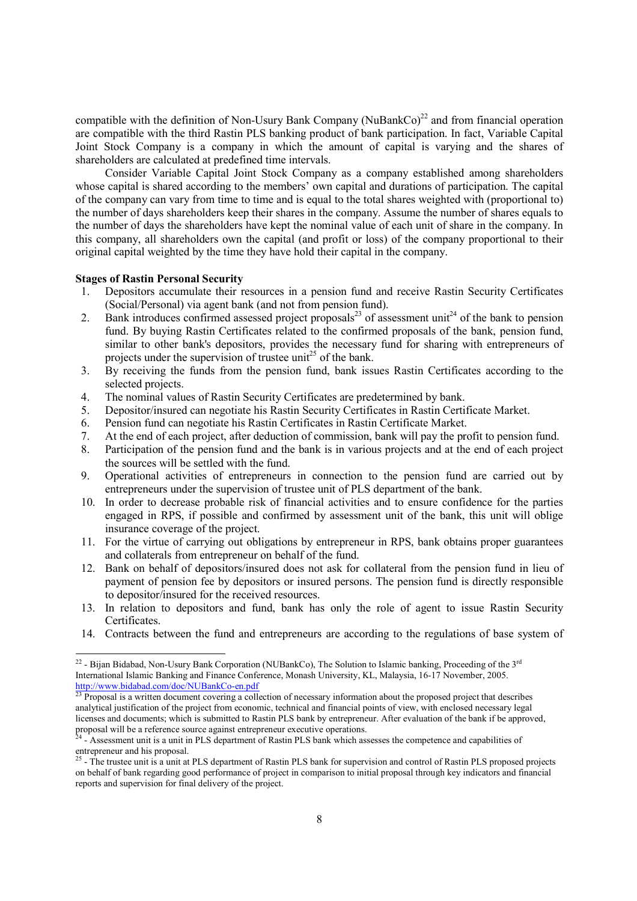compatible with the definition of Non-Usury Bank Company (NuBankCo)[22] and from financial operation are compatible with the third Rastin PLS banking product of bank participation. In fact, Variable Capital Joint Stock Company is a company in which the amount of capital is varying and the shares of shareholders are calculated at predefined time intervals.

Consider Variable Capital Joint Stock Company as a company established among shareholders whose capital is shared according to the members' own capital and durations of participation. The capital of the company can vary from time to time and is equal to the total shares weighted with (proportional to) the number of days shareholders keep their shares in the company. Assume the number of shares equals to the number of days the shareholders have kept the nominal value of each unit of share in the company. In this company, all shareholders own the capital (and profit or loss) of the company proportional to their original capital weighted by the time they have hold their capital in the company.

**Stages of Rastin Personal Security**

1. Depositors accumulate their resources in a pension fund and receive Rastin Security Certificates (Social/Personal) via agent bank (and not from pension fund).
2. Bank introduces confirmed assessed project proposals[23] of assessment unit[24] of the bank to pension fund. By buying Rastin Certificates related to the confirmed proposals of the bank, pension fund, similar to other bank's depositors, provides the necessary fund for sharing with entrepreneurs of projects under the supervision of trustee unit[25] of the bank.
3. By receiving the funds from the pension fund, bank issues Rastin Certificates according to the selected projects.
4. The nominal values of Rastin Security Certificates are predetermined by bank.
5. Depositor/insured can negotiate his Rastin Security Certificates in Rastin Certificate Market.
6. Pension fund can negotiate his Rastin Certificates in Rastin Certificate Market.
7. At the end of each project, after deduction of commission, bank will pay the profit to pension fund.
8. Participation of the pension fund and the bank is in various projects and at the end of each project the sources will be settled with the fund.
9. Operational activities of entrepreneurs in connection to the pension fund are carried out by entrepreneurs under the supervision of trustee unit of PLS department of the bank.
10. In order to decrease probable risk of financial activities and to ensure confidence for the parties engaged in RPS, if possible and confirmed by assessment unit of the bank, this unit will oblige insurance coverage of the project.
11. For the virtue of carrying out obligations by entrepreneur in RPS, bank obtains proper guarantees and collaterals from entrepreneur on behalf of the fund.
12. Bank on behalf of depositors/insured does not ask for collateral from the pension fund in lieu of payment of pension fee by depositors or insured persons. The pension fund is directly responsible to depositor/insured for the received resources.
13. In relation to depositors and fund, bank has only the role of agent to issue Rastin Security Certificates.
14. Contracts between the fund and entrepreneurs are according to the regulations of base system of

---

[22] - Bijan Bidabad, Non-Usury Bank Corporation (NUBankCo), The Solution to Islamic banking, Proceeding of the 3rd International Islamic Banking and Finance Conference, Monash University, KL, Malaysia, 16-17 November, 2005. http://www.bidabad.com/doc/NUBankCo-en.pdf

[23] Proposal is a written document covering a collection of necessary information about the proposed project that describes analytical justification of the project from economic, technical and financial points of view, with enclosed necessary legal licenses and documents; which is submitted to Rastin PLS bank by entrepreneur. After evaluation of the bank if be approved, proposal will be a reference source against entrepreneur executive operations.

[24] - Assessment unit is a unit in PLS department of Rastin PLS bank which assesses the competence and capabilities of entrepreneur and his proposal.

[25] - The trustee unit is a unit at PLS department of Rastin PLS bank for supervision and control of Rastin PLS proposed projects on behalf of bank regarding good performance of project in comparison to initial proposal through key indicators and financial reports and supervision for final delivery of the project.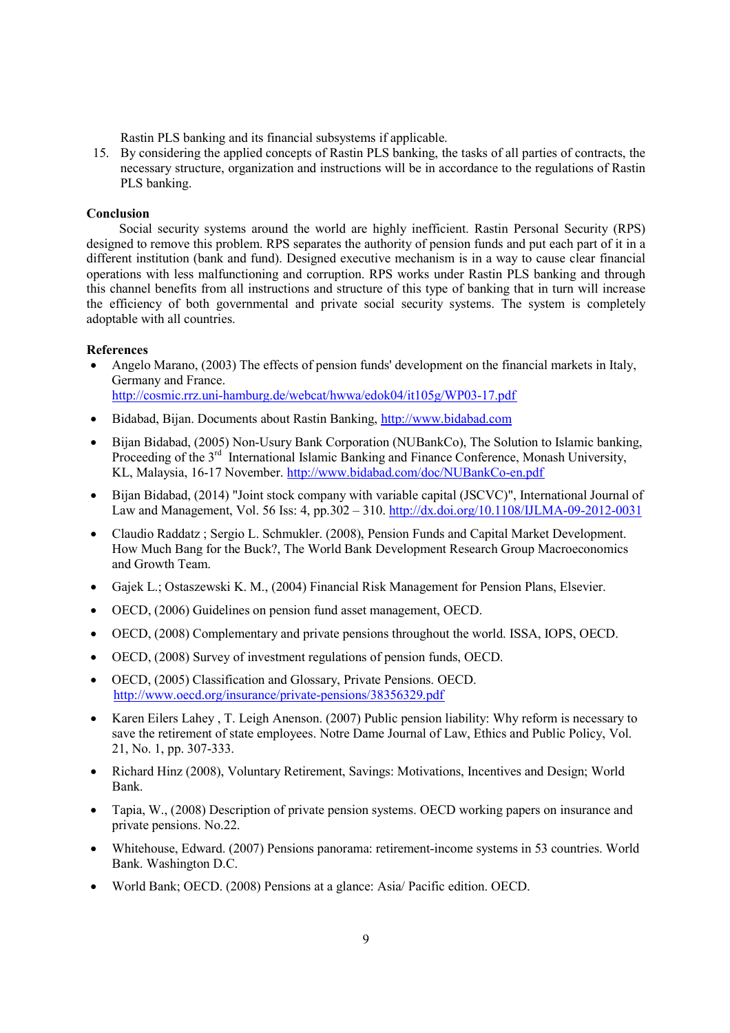Rastin PLS banking and its financial subsystems if applicable.

15. By considering the applied concepts of Rastin PLS banking, the tasks of all parties of contracts, the necessary structure, organization and instructions will be in accordance to the regulations of Rastin PLS banking.

**Conclusion**

Social security systems around the world are highly inefficient. Rastin Personal Security (RPS) designed to remove this problem. RPS separates the authority of pension funds and put each part of it in a different institution (bank and fund). Designed executive mechanism is in a way to cause clear financial operations with less malfunctioning and corruption. RPS works under Rastin PLS banking and through this channel benefits from all instructions and structure of this type of banking that in turn will increase the efficiency of both governmental and private social security systems. The system is completely adoptable with all countries.

**References**

- Angelo Marano, (2003) The effects of pension funds' development on the financial markets in Italy, Germany and France. http://cosmic.rrz.uni-hamburg.de/webcat/hwwa/edok04/it105g/WP03-17.pdf
- Bidabad, Bijan. Documents about Rastin Banking, http://www.bidabad.com
- Bijan Bidabad, (2005) Non-Usury Bank Corporation (NUBankCo), The Solution to Islamic banking, Proceeding of the 3rd International Islamic Banking and Finance Conference, Monash University, KL, Malaysia, 16-17 November. http://www.bidabad.com/doc/NUBankCo-en.pdf
- Bijan Bidabad, (2014) "Joint stock company with variable capital (JSCVC)", International Journal of Law and Management, Vol. 56 Iss: 4, pp.302 – 310. http://dx.doi.org/10.1108/IJLMA-09-2012-0031
- Claudio Raddatz ; Sergio L. Schmukler. (2008), Pension Funds and Capital Market Development. How Much Bang for the Buck?, The World Bank Development Research Group Macroeconomics and Growth Team.
- Gajek L.; Ostaszewski K. M., (2004) Financial Risk Management for Pension Plans, Elsevier.
- OECD, (2006) Guidelines on pension fund asset management, OECD.
- OECD, (2008) Complementary and private pensions throughout the world. ISSA, IOPS, OECD.
- OECD, (2008) Survey of investment regulations of pension funds, OECD.
- OECD, (2005) Classification and Glossary, Private Pensions. OECD. http://www.oecd.org/insurance/private-pensions/38356329.pdf
- Karen Eilers Lahey , T. Leigh Anenson. (2007) Public pension liability: Why reform is necessary to save the retirement of state employees. Notre Dame Journal of Law, Ethics and Public Policy, Vol. 21, No. 1, pp. 307-333.
- Richard Hinz (2008), Voluntary Retirement, Savings: Motivations, Incentives and Design; World Bank.
- Tapia, W., (2008) Description of private pension systems. OECD working papers on insurance and private pensions. No.22.
- Whitehouse, Edward. (2007) Pensions panorama: retirement-income systems in 53 countries. World Bank. Washington D.C.
- World Bank; OECD. (2008) Pensions at a glance: Asia/ Pacific edition. OECD.